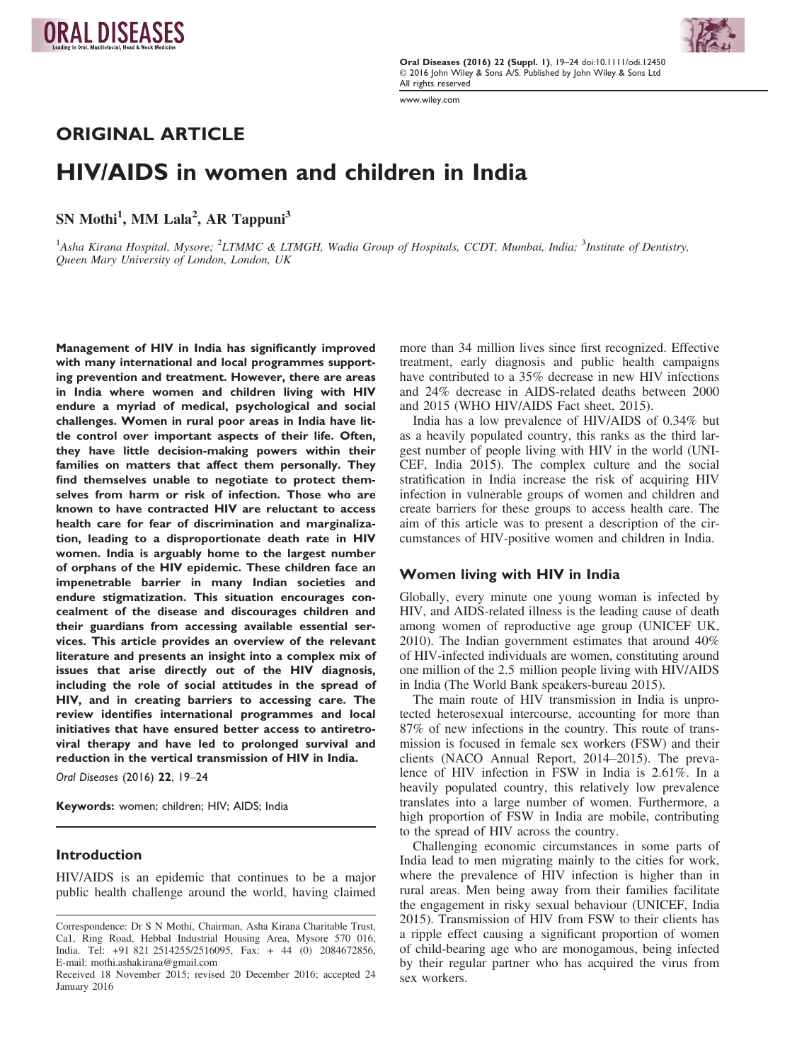## ORIGINAL ARTICLE

# HIV/AIDS in women and children in India

SN Mothi[1], MM Lala[2], AR Tappuni[3]

[1]Asha Kirana Hospital, Mysore; [2]LTMMC & LTMGH, Wadia Group of Hospitals, CCDT, Mumbai, India; [3]Institute of Dentistry, Queen Mary University of London, London, UK

**Management of HIV in India has significantly improved with many international and local programmes supporting prevention and treatment. However, there are areas in India where women and children living with HIV endure a myriad of medical, psychological and social challenges. Women in rural poor areas in India have little control over important aspects of their life. Often, they have little decision-making powers within their families on matters that affect them personally. They find themselves unable to negotiate to protect themselves from harm or risk of infection. Those who are known to have contracted HIV are reluctant to access health care for fear of discrimination and marginalization, leading to a disproportionate death rate in HIV women. India is arguably home to the largest number of orphans of the HIV epidemic. These children face an impenetrable barrier in many Indian societies and endure stigmatization. This situation encourages concealment of the disease and discourages children and their guardians from accessing available essential services. This article provides an overview of the relevant literature and presents an insight into a complex mix of issues that arise directly out of the HIV diagnosis, including the role of social attitudes in the spread of HIV, and in creating barriers to accessing care. The review identifies international programmes and local initiatives that have ensured better access to antiretroviral therapy and have led to prolonged survival and reduction in the vertical transmission of HIV in India.**

*Oral Diseases* (2016) **22**, 19–24

**Keywords:** women; children; HIV; AIDS; India

## Introduction

HIV/AIDS is an epidemic that continues to be a major public health challenge around the world, having claimed more than 34 million lives since first recognized. Effective treatment, early diagnosis and public health campaigns have contributed to a 35% decrease in new HIV infections and 24% decrease in AIDS-related deaths between 2000 and 2015 (WHO HIV/AIDS Fact sheet, 2015).

India has a low prevalence of HIV/AIDS of 0.34% but as a heavily populated country, this ranks as the third largest number of people living with HIV in the world (UNICEF, India 2015). The complex culture and the social stratification in India increase the risk of acquiring HIV infection in vulnerable groups of women and children and create barriers for these groups to access health care. The aim of this article was to present a description of the circumstances of HIV-positive women and children in India.

## Women living with HIV in India

Globally, every minute one young woman is infected by HIV, and AIDS-related illness is the leading cause of death among women of reproductive age group (UNICEF UK, 2010). The Indian government estimates that around 40% of HIV-infected individuals are women, constituting around one million of the 2.5 million people living with HIV/AIDS in India (The World Bank speakers-bureau 2015).

The main route of HIV transmission in India is unprotected heterosexual intercourse, accounting for more than 87% of new infections in the country. This route of transmission is focused in female sex workers (FSW) and their clients (NACO Annual Report, 2014–2015). The prevalence of HIV infection in FSW in India is 2.61%. In a heavily populated country, this relatively low prevalence translates into a large number of women. Furthermore, a high proportion of FSW in India are mobile, contributing to the spread of HIV across the country.

Challenging economic circumstances in some parts of India lead to men migrating mainly to the cities for work, where the prevalence of HIV infection is higher than in rural areas. Men being away from their families facilitate the engagement in risky sexual behaviour (UNICEF, India 2015). Transmission of HIV from FSW to their clients has a ripple effect causing a significant proportion of women of child-bearing age who are monogamous, being infected by their regular partner who has acquired the virus from sex workers.

Correspondence: Dr S N Mothi, Chairman, Asha Kirana Charitable Trust, Ca1, Ring Road, Hebbal Industrial Housing Area, Mysore 570 016, India. Tel: +91 821 2514255/2516095, Fax: + 44 (0) 2084672856, E-mail: mothi.ashakirana@gmail.com

Received 18 November 2015; revised 20 December 2016; accepted 24 January 2016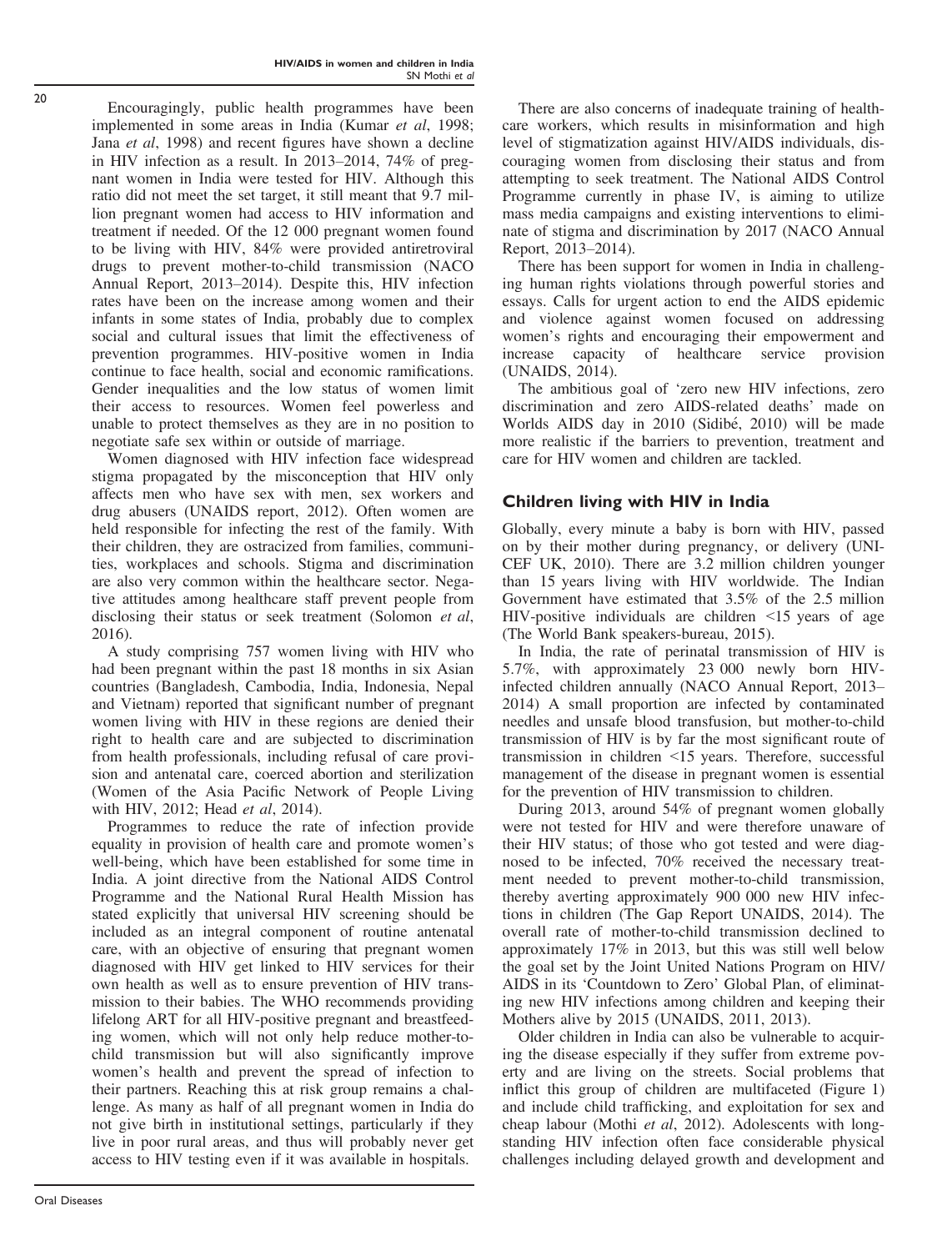Encouragingly, public health programmes have been implemented in some areas in India (Kumar *et al*, 1998; Jana *et al*, 1998) and recent figures have shown a decline in HIV infection as a result. In 2013–2014, 74% of pregnant women in India were tested for HIV. Although this ratio did not meet the set target, it still meant that 9.7 million pregnant women had access to HIV information and treatment if needed. Of the 12 000 pregnant women found to be living with HIV, 84% were provided antiretroviral drugs to prevent mother-to-child transmission (NACO Annual Report, 2013–2014). Despite this, HIV infection rates have been on the increase among women and their infants in some states of India, probably due to complex social and cultural issues that limit the effectiveness of prevention programmes. HIV-positive women in India continue to face health, social and economic ramifications. Gender inequalities and the low status of women limit their access to resources. Women feel powerless and unable to protect themselves as they are in no position to negotiate safe sex within or outside of marriage.

Women diagnosed with HIV infection face widespread stigma propagated by the misconception that HIV only affects men who have sex with men, sex workers and drug abusers (UNAIDS report, 2012). Often women are held responsible for infecting the rest of the family. With their children, they are ostracized from families, communities, workplaces and schools. Stigma and discrimination are also very common within the healthcare sector. Negative attitudes among healthcare staff prevent people from disclosing their status or seek treatment (Solomon *et al*, 2016).

A study comprising 757 women living with HIV who had been pregnant within the past 18 months in six Asian countries (Bangladesh, Cambodia, India, Indonesia, Nepal and Vietnam) reported that significant number of pregnant women living with HIV in these regions are denied their right to health care and are subjected to discrimination from health professionals, including refusal of care provision and antenatal care, coerced abortion and sterilization (Women of the Asia Pacific Network of People Living with HIV, 2012; Head *et al*, 2014).

Programmes to reduce the rate of infection provide equality in provision of health care and promote women's well-being, which have been established for some time in India. A joint directive from the National AIDS Control Programme and the National Rural Health Mission has stated explicitly that universal HIV screening should be included as an integral component of routine antenatal care, with an objective of ensuring that pregnant women diagnosed with HIV get linked to HIV services for their own health as well as to ensure prevention of HIV transmission to their babies. The WHO recommends providing lifelong ART for all HIV-positive pregnant and breastfeeding women, which will not only help reduce mother-to-child transmission but will also significantly improve women's health and prevent the spread of infection to their partners. Reaching this at risk group remains a challenge. As many as half of all pregnant women in India do not give birth in institutional settings, particularly if they live in poor rural areas, and thus will probably never get access to HIV testing even if it was available in hospitals.

There are also concerns of inadequate training of healthcare workers, which results in misinformation and high level of stigmatization against HIV/AIDS individuals, discouraging women from disclosing their status and from attempting to seek treatment. The National AIDS Control Programme currently in phase IV, is aiming to utilize mass media campaigns and existing interventions to eliminate of stigma and discrimination by 2017 (NACO Annual Report, 2013–2014).

There has been support for women in India in challenging human rights violations through powerful stories and essays. Calls for urgent action to end the AIDS epidemic and violence against women focused on addressing women's rights and encouraging their empowerment and increase capacity of healthcare service provision (UNAIDS, 2014).

The ambitious goal of 'zero new HIV infections, zero discrimination and zero AIDS-related deaths' made on Worlds AIDS day in 2010 (Sidibé, 2010) will be made more realistic if the barriers to prevention, treatment and care for HIV women and children are tackled.

## Children living with HIV in India

Globally, every minute a baby is born with HIV, passed on by their mother during pregnancy, or delivery (UNICEF UK, 2010). There are 3.2 million children younger than 15 years living with HIV worldwide. The Indian Government have estimated that 3.5% of the 2.5 million HIV-positive individuals are children <15 years of age (The World Bank speakers-bureau, 2015).

In India, the rate of perinatal transmission of HIV is 5.7%, with approximately 23 000 newly born HIV-infected children annually (NACO Annual Report, 2013–2014) A small proportion are infected by contaminated needles and unsafe blood transfusion, but mother-to-child transmission of HIV is by far the most significant route of transmission in children <15 years. Therefore, successful management of the disease in pregnant women is essential for the prevention of HIV transmission to children.

During 2013, around 54% of pregnant women globally were not tested for HIV and were therefore unaware of their HIV status; of those who got tested and were diagnosed to be infected, 70% received the necessary treatment needed to prevent mother-to-child transmission, thereby averting approximately 900 000 new HIV infections in children (The Gap Report UNAIDS, 2014). The overall rate of mother-to-child transmission declined to approximately 17% in 2013, but this was still well below the goal set by the Joint United Nations Program on HIV/AIDS in its 'Countdown to Zero' Global Plan, of eliminating new HIV infections among children and keeping their Mothers alive by 2015 (UNAIDS, 2011, 2013).

Older children in India can also be vulnerable to acquiring the disease especially if they suffer from extreme poverty and are living on the streets. Social problems that inflict this group of children are multifaceted (Figure 1) and include child trafficking, and exploitation for sex and cheap labour (Mothi *et al*, 2012). Adolescents with longstanding HIV infection often face considerable physical challenges including delayed growth and development and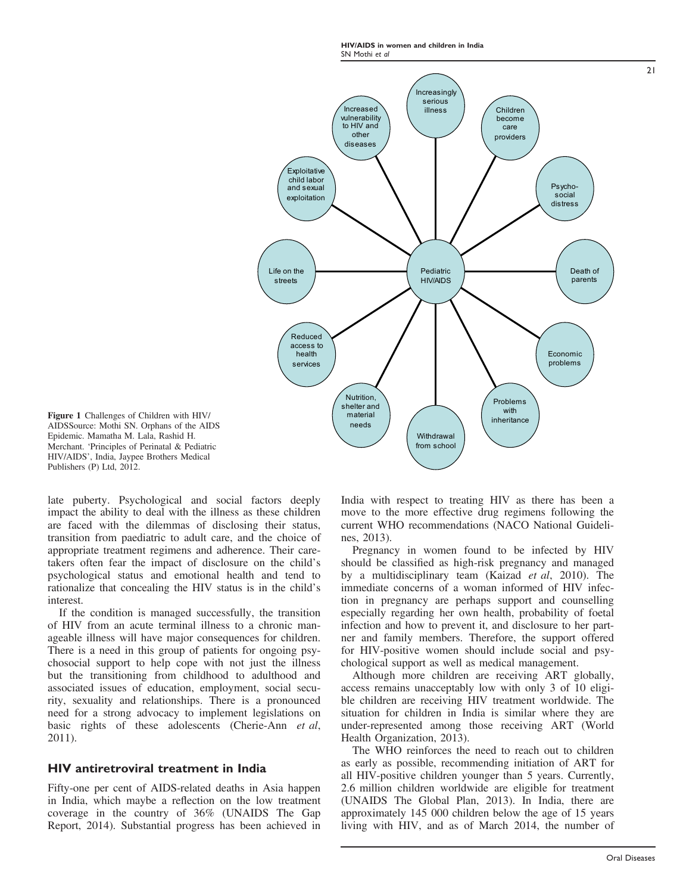Figure 1 Challenges of Children with HIV/AIDSSource: Mothi SN. Orphans of the AIDS Epidemic. Mamatha M. Lala, Rashid H. Merchant. 'Principles of Perinatal & Pediatric HIV/AIDS', India, Jaypee Brothers Medical Publishers (P) Ltd, 2012.

late puberty. Psychological and social factors deeply impact the ability to deal with the illness as these children are faced with the dilemmas of disclosing their status, transition from paediatric to adult care, and the choice of appropriate treatment regimens and adherence. Their caretakers often fear the impact of disclosure on the child's psychological status and emotional health and tend to rationalize that concealing the HIV status is in the child's interest.

If the condition is managed successfully, the transition of HIV from an acute terminal illness to a chronic manageable illness will have major consequences for children. There is a need in this group of patients for ongoing psychosocial support to help cope with not just the illness but the transitioning from childhood to adulthood and associated issues of education, employment, social security, sexuality and relationships. There is a pronounced need for a strong advocacy to implement legislations on basic rights of these adolescents (Cherie-Ann *et al*, 2011).

## HIV antiretroviral treatment in India

Fifty-one per cent of AIDS-related deaths in Asia happen in India, which maybe a reflection on the low treatment coverage in the country of 36% (UNAIDS The Gap Report, 2014). Substantial progress has been achieved in India with respect to treating HIV as there has been a move to the more effective drug regimens following the current WHO recommendations (NACO National Guidelines, 2013).

Pregnancy in women found to be infected by HIV should be classified as high-risk pregnancy and managed by a multidisciplinary team (Kaizad *et al*, 2010). The immediate concerns of a woman informed of HIV infection in pregnancy are perhaps support and counselling especially regarding her own health, probability of foetal infection and how to prevent it, and disclosure to her partner and family members. Therefore, the support offered for HIV-positive women should include social and psychological support as well as medical management.

Although more children are receiving ART globally, access remains unacceptably low with only 3 of 10 eligible children are receiving HIV treatment worldwide. The situation for children in India is similar where they are under-represented among those receiving ART (World Health Organization, 2013).

The WHO reinforces the need to reach out to children as early as possible, recommending initiation of ART for all HIV-positive children younger than 5 years. Currently, 2.6 million children worldwide are eligible for treatment (UNAIDS The Global Plan, 2013). In India, there are approximately 145 000 children below the age of 15 years living with HIV, and as of March 2014, the number of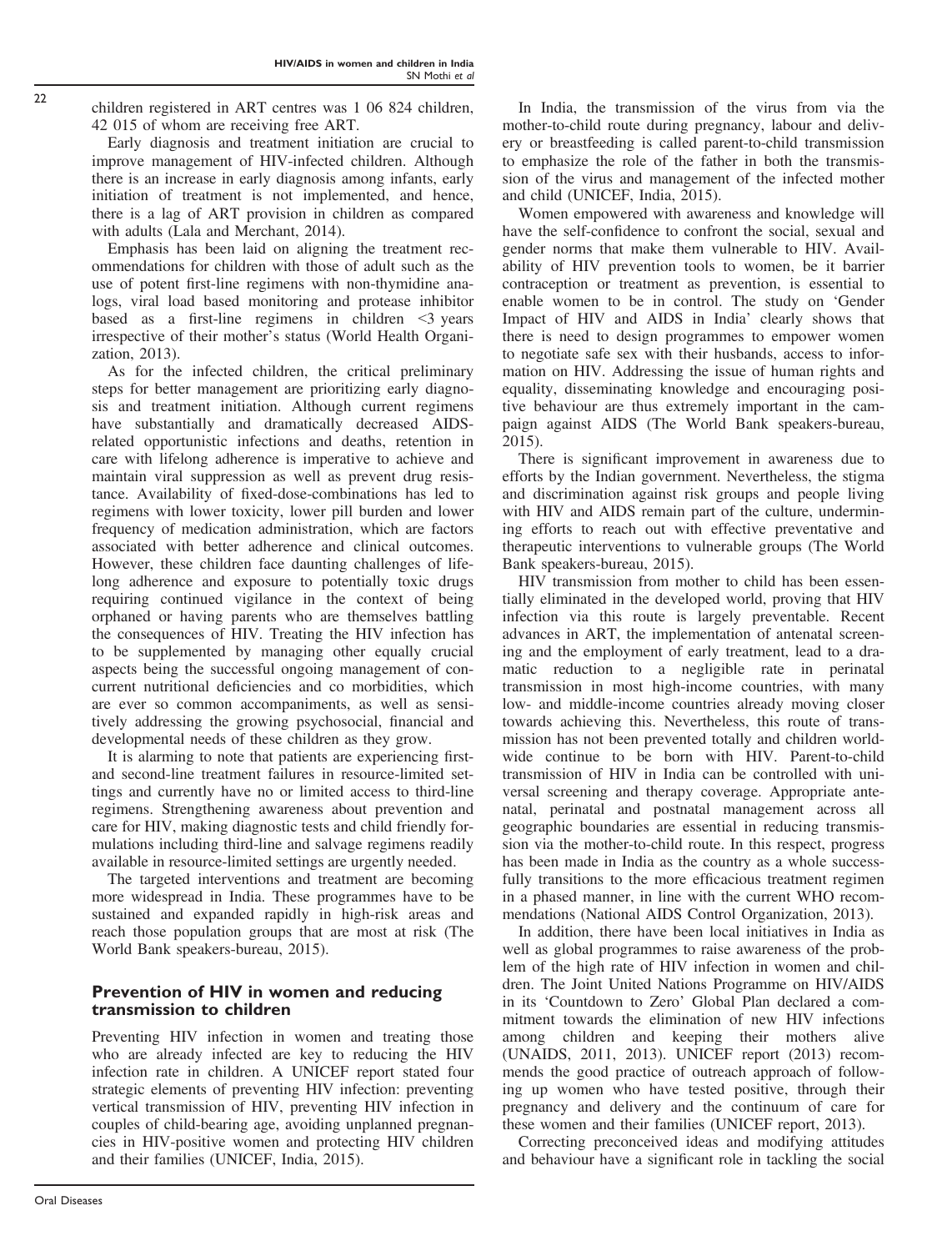children registered in ART centres was 1 06 824 children, 42 015 of whom are receiving free ART.

Early diagnosis and treatment initiation are crucial to improve management of HIV-infected children. Although there is an increase in early diagnosis among infants, early initiation of treatment is not implemented, and hence, there is a lag of ART provision in children as compared with adults (Lala and Merchant, 2014).

Emphasis has been laid on aligning the treatment recommendations for children with those of adult such as the use of potent first-line regimens with non-thymidine analogs, viral load based monitoring and protease inhibitor based as a first-line regimens in children <3 years irrespective of their mother's status (World Health Organization, 2013).

As for the infected children, the critical preliminary steps for better management are prioritizing early diagnosis and treatment initiation. Although current regimens have substantially and dramatically decreased AIDS-related opportunistic infections and deaths, retention in care with lifelong adherence is imperative to achieve and maintain viral suppression as well as prevent drug resistance. Availability of fixed-dose-combinations has led to regimens with lower toxicity, lower pill burden and lower frequency of medication administration, which are factors associated with better adherence and clinical outcomes. However, these children face daunting challenges of lifelong adherence and exposure to potentially toxic drugs requiring continued vigilance in the context of being orphaned or having parents who are themselves battling the consequences of HIV. Treating the HIV infection has to be supplemented by managing other equally crucial aspects being the successful ongoing management of concurrent nutritional deficiencies and co morbidities, which are ever so common accompaniments, as well as sensitively addressing the growing psychosocial, financial and developmental needs of these children as they grow.

It is alarming to note that patients are experiencing first- and second-line treatment failures in resource-limited settings and currently have no or limited access to third-line regimens. Strengthening awareness about prevention and care for HIV, making diagnostic tests and child friendly formulations including third-line and salvage regimens readily available in resource-limited settings are urgently needed.

The targeted interventions and treatment are becoming more widespread in India. These programmes have to be sustained and expanded rapidly in high-risk areas and reach those population groups that are most at risk (The World Bank speakers-bureau, 2015).

## Prevention of HIV in women and reducing transmission to children

Preventing HIV infection in women and treating those who are already infected are key to reducing the HIV infection rate in children. A UNICEF report stated four strategic elements of preventing HIV infection: preventing vertical transmission of HIV, preventing HIV infection in couples of child-bearing age, avoiding unplanned pregnancies in HIV-positive women and protecting HIV children and their families (UNICEF, India, 2015).

In India, the transmission of the virus from via the mother-to-child route during pregnancy, labour and delivery or breastfeeding is called parent-to-child transmission to emphasize the role of the father in both the transmission of the virus and management of the infected mother and child (UNICEF, India, 2015).

Women empowered with awareness and knowledge will have the self-confidence to confront the social, sexual and gender norms that make them vulnerable to HIV. Availability of HIV prevention tools to women, be it barrier contraception or treatment as prevention, is essential to enable women to be in control. The study on 'Gender Impact of HIV and AIDS in India' clearly shows that there is need to design programmes to empower women to negotiate safe sex with their husbands, access to information on HIV. Addressing the issue of human rights and equality, disseminating knowledge and encouraging positive behaviour are thus extremely important in the campaign against AIDS (The World Bank speakers-bureau, 2015).

There is significant improvement in awareness due to efforts by the Indian government. Nevertheless, the stigma and discrimination against risk groups and people living with HIV and AIDS remain part of the culture, undermining efforts to reach out with effective preventative and therapeutic interventions to vulnerable groups (The World Bank speakers-bureau, 2015).

HIV transmission from mother to child has been essentially eliminated in the developed world, proving that HIV infection via this route is largely preventable. Recent advances in ART, the implementation of antenatal screening and the employment of early treatment, lead to a dramatic reduction to a negligible rate in perinatal transmission in most high-income countries, with many low- and middle-income countries already moving closer towards achieving this. Nevertheless, this route of transmission has not been prevented totally and children worldwide continue to be born with HIV. Parent-to-child transmission of HIV in India can be controlled with universal screening and therapy coverage. Appropriate antenatal, perinatal and postnatal management across all geographic boundaries are essential in reducing transmission via the mother-to-child route. In this respect, progress has been made in India as the country as a whole successfully transitions to the more efficacious treatment regimen in a phased manner, in line with the current WHO recommendations (National AIDS Control Organization, 2013).

In addition, there have been local initiatives in India as well as global programmes to raise awareness of the problem of the high rate of HIV infection in women and children. The Joint United Nations Programme on HIV/AIDS in its 'Countdown to Zero' Global Plan declared a commitment towards the elimination of new HIV infections among children and keeping their mothers alive (UNAIDS, 2011, 2013). UNICEF report (2013) recommends the good practice of outreach approach of following up women who have tested positive, through their pregnancy and delivery and the continuum of care for these women and their families (UNICEF report, 2013).

Correcting preconceived ideas and modifying attitudes and behaviour have a significant role in tackling the social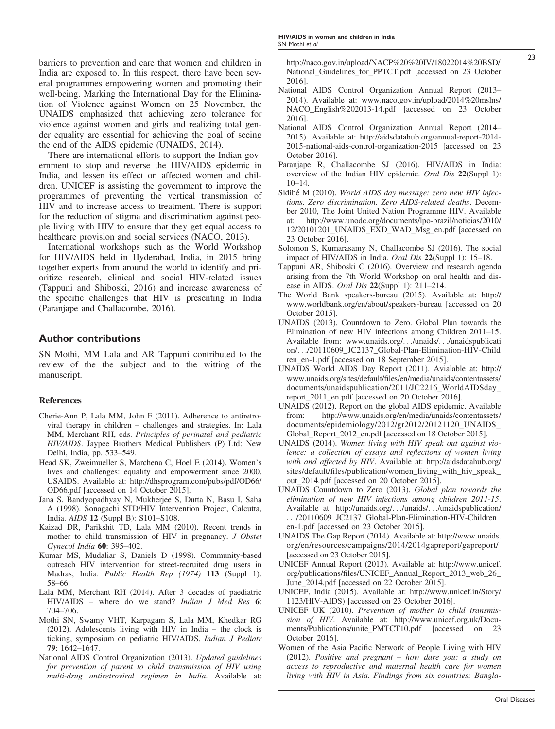barriers to prevention and care that women and children in India are exposed to. In this respect, there have been several programmes empowering women and promoting their well-being. Marking the International Day for the Elimination of Violence against Women on 25 November, the UNAIDS emphasized that achieving zero tolerance for violence against women and girls and realizing total gender equality are essential for achieving the goal of seeing the end of the AIDS epidemic (UNAIDS, 2014).

There are international efforts to support the Indian government to stop and reverse the HIV/AIDS epidemic in India, and lessen its effect on affected women and children. UNICEF is assisting the government to improve the programmes of preventing the vertical transmission of HIV and to increase access to treatment. There is support for the reduction of stigma and discrimination against people living with HIV to ensure that they get equal access to healthcare provision and social services (NACO, 2013).

International workshops such as the World Workshop for HIV/AIDS held in Hyderabad, India, in 2015 bring together experts from around the world to identify and prioritize research, clinical and social HIV-related issues (Tappuni and Shiboski, 2016) and increase awareness of the specific challenges that HIV is presenting in India (Paranjape and Challacombe, 2016).

## Author contributions

SN Mothi, MM Lala and AR Tappuni contributed to the review of the the subject and to the witting of the manuscript.

### References

Cherie-Ann P, Lala MM, John F (2011). Adherence to antiretroviral therapy in children – challenges and strategies. In: Lala MM, Merchant RH, eds. *Principles of perinatal and pediatric HIV/AIDS*. Jaypee Brothers Medical Publishers (P) Ltd: New Delhi, India, pp. 533–549.

Head SK, Zweimueller S, Marchena C, Hoel E (2014). Women's lives and challenges: equality and empowerment since 2000. USAIDS. Available at: http://dhsprogram.com/pubs/pdf/OD66/OD66.pdf [accessed on 14 October 2015].

Jana S, Bandyopadhyay N, Mukherjee S, Dutta N, Basu I, Saha A (1998). Sonagachi STD/HIV Intervention Project, Calcutta, India. *AIDS* **12** (Suppl B): S101–S108.

Kaizad DR, Parikshit TD, Lala MM (2010). Recent trends in mother to child transmission of HIV in pregnancy. *J Obstet Gynecol India* **60**: 395–402.

Kumar MS, Mudaliar S, Daniels D (1998). Community-based outreach HIV intervention for street-recruited drug users in Madras, India. *Public Health Rep (1974)* **113** (Suppl 1): 58–66.

Lala MM, Merchant RH (2014). After 3 decades of paediatric HIV/AIDS – where do we stand? *Indian J Med Res* **6**: 704–706.

Mothi SN, Swamy VHT, Karpagam S, Lala MM, Khedkar RG (2012). Adolescents living with HIV in India – the clock is ticking, symposium on pediatric HIV/AIDS. *Indian J Pediatr* **79**: 1642–1647.

National AIDS Control Organization (2013). *Updated guidelines for prevention of parent to child transmission of HIV using multi-drug antiretroviral regimen in India*. Available at: http://naco.gov.in/upload/NACP%20%20IV/18022014%20BSD/National_Guidelines_for_PPTCT.pdf [accessed on 23 October 2016].

National AIDS Control Organization Annual Report (2013–2014). Available at: www.naco.gov.in/upload/2014%20mslns/NACO_English%202013-14.pdf [accessed on 23 October 2016].

National AIDS Control Organization Annual Report (2014–2015). Available at: http://aidsdatahub.org/annual-report-2014-2015-national-aids-control-organization-2015 [accessed on 23 October 2016].

Paranjape R, Challacombe SJ (2016). HIV/AIDS in India: overview of the Indian HIV epidemic. *Oral Dis* **22**(Suppl 1): 10–14.

Sidibé M (2010). *World AIDS day message: zero new HIV infections. Zero discrimination. Zero AIDS-related deaths*. December 2010, The Joint United Nation Programme HIV. Available at: http://www.unodc.org/documents/lpo-brazil/noticias/2010/12/20101201_UNAIDS_EXD_WAD_Msg_en.pdf [accessed on 23 October 2016].

Solomon S, Kumarasamy N, Challacombe SJ (2016). The social impact of HIV/AIDS in India. *Oral Dis* **22**(Suppl 1): 15–18.

Tappuni AR, Shiboski C (2016). Overview and research agenda arising from the 7th World Workshop on oral health and disease in AIDS. *Oral Dis* **22**(Suppl 1): 211–214.

The World Bank speakers-bureau (2015). Available at: http://www.worldbank.org/en/about/speakers-bureau [accessed on 20 October 2015].

UNAIDS (2013). Countdown to Zero. Global Plan towards the Elimination of new HIV infections among Children 2011–15. Available from: www.unaids.org/.../unaids/.../unaidspublication/.../20110609_JC2137_Global-Plan-Elimination-HIV-Children_en-1.pdf [accessed on 18 September 2015].

UNAIDS World AIDS Day Report (2011). Avialable at: http://www.unaids.org/sites/default/files/en/media/unaids/contentassets/documents/unaidspublication/2011/JC2216_WorldAIDSday_report_2011_en.pdf [accessed on 20 October 2016].

UNAIDS (2012). Report on the global AIDS epidemic. Available from: http://www.unaids.org/en/media/unaids/contentassets/documents/epidemiology/2012/gr2012/20121120_UNAIDS_Global_Report_2012_en.pdf [accessed on 18 October 2015].

UNAIDS (2014). *Women living with HIV speak out against violence: a collection of essays and reflections of women living with and affected by HIV*. Available at: http://aidsdatahub.org/sites/default/files/publication/women_living_with_hiv_speak_out_2014.pdf [accessed on 20 October 2015].

UNAIDS Countdown to Zero (2013). *Global plan towards the elimination of new HIV infections among children 2011-15*. Available at: http://unaids.org/.../unaids/.../unaidspublication/.../20110609_JC2137_Global-Plan-Elimination-HIV-Children_en-1.pdf [accessed on 23 October 2015].

UNAIDS The Gap Report (2014). Available at: http://www.unaids.org/en/resources/campaigns/2014/2014gapreport/gapreport/ [accessed on 23 October 2015].

UNICEF Annual Report (2013). Available at: http://www.unicef.org/publications/files/UNICEF_Annual_Report_2013_web_26_June_2014.pdf [accessed on 22 October 2015].

UNICEF, India (2015). Available at: http://www.unicef.in/Story/1123/HIV-AIDS) [accessed on 23 October 2016].

UNICEF UK (2010). *Prevention of mother to child transmission of HIV*. Available at: http://www.unicef.org.uk/Documents/Publications/unite_PMTCT10.pdf [accessed on 23 October 2016].

Women of the Asia Pacific Network of People Living with HIV (2012). *Positive and pregnant – how dare you: a study on access to reproductive and maternal health care for women living with HIV in Asia. Findings from six countries: Bangla-*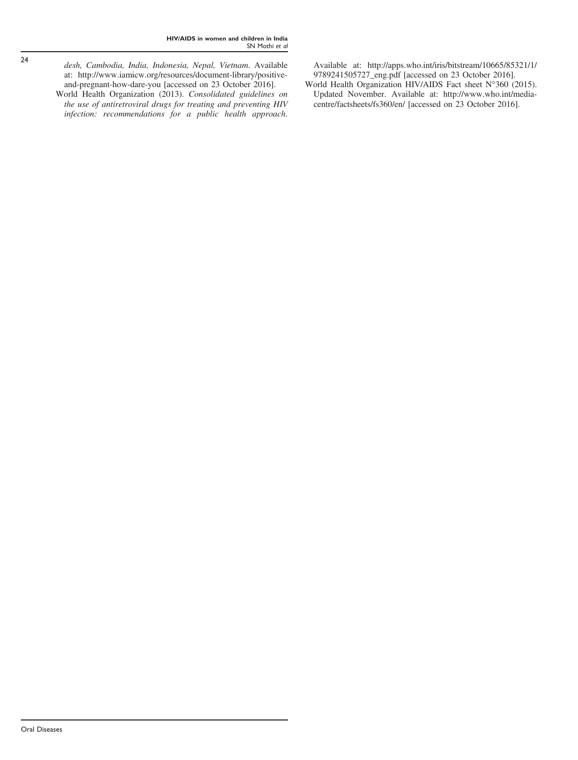*desh, Cambodia, India, Indonesia, Nepal, Vietnam*. Available at: http://www.iamicw.org/resources/document-library/positive-and-pregnant-how-dare-you [accessed on 23 October 2016].

World Health Organization (2013). *Consolidated guidelines on the use of antiretroviral drugs for treating and preventing HIV infection: recommendations for a public health approach*. Available at: http://apps.who.int/iris/bitstream/10665/85321/1/9789241505727_eng.pdf [accessed on 23 October 2016].

World Health Organization HIV/AIDS Fact sheet N°360 (2015). Updated November. Available at: http://www.who.int/mediacentre/factsheets/fs360/en/ [accessed on 23 October 2016].